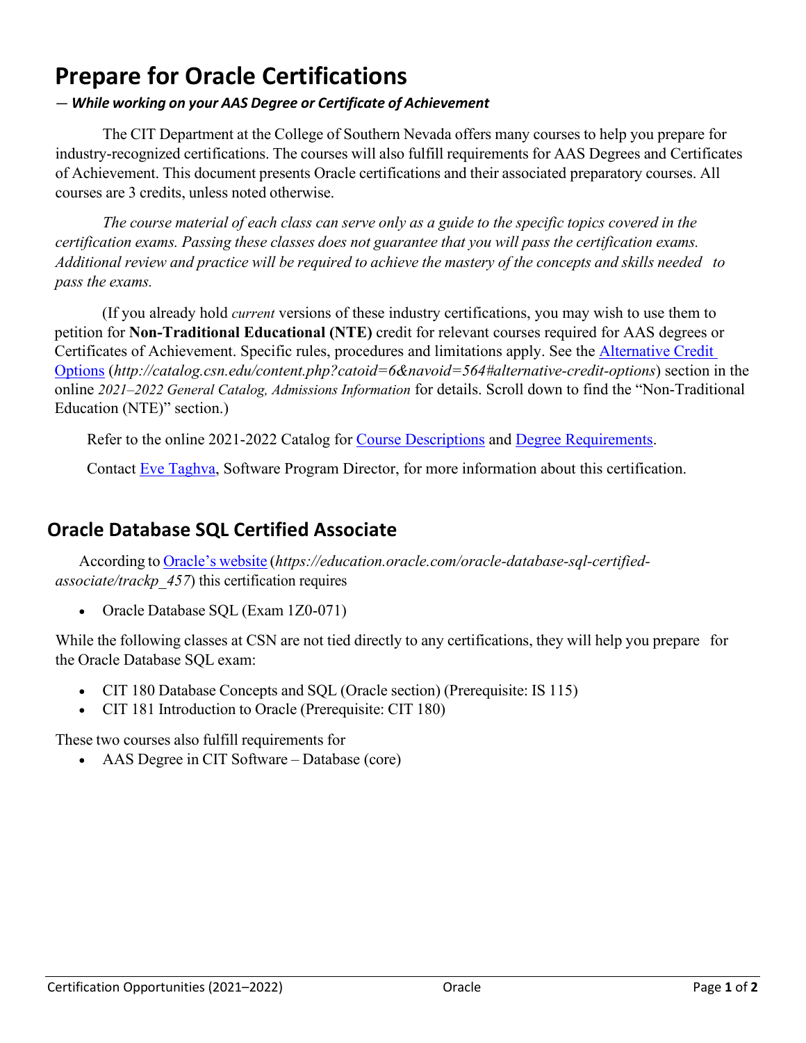# Prepare for Oracle Certifications

***— While working on your AAS Degree or Certificate of Achievement***

The CIT Department at the College of Southern Nevada offers many courses to help you prepare for industry-recognized certifications. The courses will also fulfill requirements for AAS Degrees and Certificates of Achievement. This document presents Oracle certifications and their associated preparatory courses. All courses are 3 credits, unless noted otherwise.

*The course material of each class can serve only as a guide to the specific topics covered in the certification exams. Passing these classes does not guarantee that you will pass the certification exams. Additional review and practice will be required to achieve the mastery of the concepts and skills needed to pass the exams.*

(If you already hold *current* versions of these industry certifications, you may wish to use them to petition for **Non-Traditional Educational (NTE)** credit for relevant courses required for AAS degrees or Certificates of Achievement. Specific rules, procedures and limitations apply. See the Alternative Credit Options (*http://catalog.csn.edu/content.php?catoid=6&navoid=564#alternative-credit-options*) section in the online *2021–2022 General Catalog, Admissions Information* for details. Scroll down to find the "Non-Traditional Education (NTE)" section.)

Refer to the online 2021-2022 Catalog for Course Descriptions and Degree Requirements.

Contact Eve Taghva, Software Program Director, for more information about this certification.

## Oracle Database SQL Certified Associate

According to Oracle's website (*https://education.oracle.com/oracle-database-sql-certified-associate/trackp_457*) this certification requires

- Oracle Database SQL (Exam 1Z0-071)

While the following classes at CSN are not tied directly to any certifications, they will help you prepare for the Oracle Database SQL exam:

- CIT 180 Database Concepts and SQL (Oracle section) (Prerequisite: IS 115)
- CIT 181 Introduction to Oracle (Prerequisite: CIT 180)

These two courses also fulfill requirements for

- AAS Degree in CIT Software – Database (core)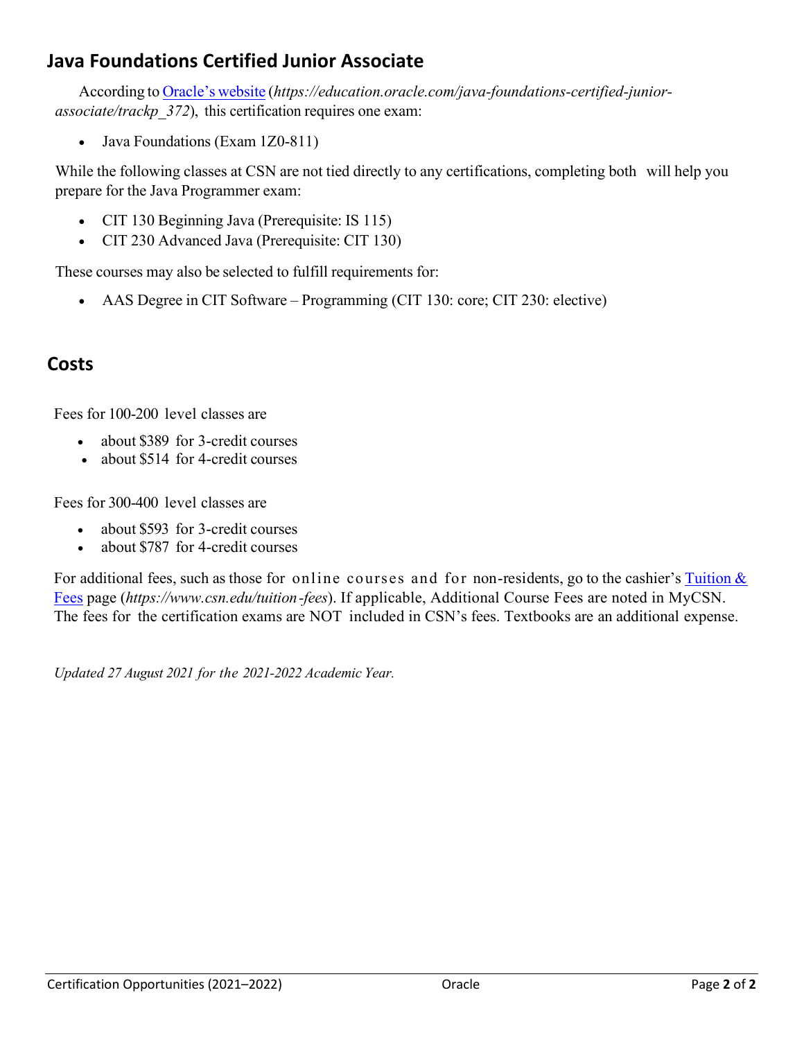## Java Foundations Certified Junior Associate

According to [Oracle's website](https://education.oracle.com/java-foundations-certified-junior-associate/trackp_372) (*https://education.oracle.com/java-foundations-certified-junior-associate/trackp_372*), this certification requires one exam:

- Java Foundations (Exam 1Z0-811)

While the following classes at CSN are not tied directly to any certifications, completing both will help you prepare for the Java Programmer exam:

- CIT 130 Beginning Java (Prerequisite: IS 115)
- CIT 230 Advanced Java (Prerequisite: CIT 130)

These courses may also be selected to fulfill requirements for:

- AAS Degree in CIT Software – Programming (CIT 130: core; CIT 230: elective)

## Costs

Fees for 100-200 level classes are

- about $389 for 3-credit courses
- about $514 for 4-credit courses

Fees for 300-400 level classes are

- about $593 for 3-credit courses
- about $787 for 4-credit courses

For additional fees, such as those for online courses and for non-residents, go to the cashier's [Tuition & Fees](https://www.csn.edu/tuition-fees) page (*https://www.csn.edu/tuition-fees*). If applicable, Additional Course Fees are noted in MyCSN. The fees for the certification exams are NOT included in CSN's fees. Textbooks are an additional expense.

*Updated 27 August 2021 for the 2021-2022 Academic Year.*